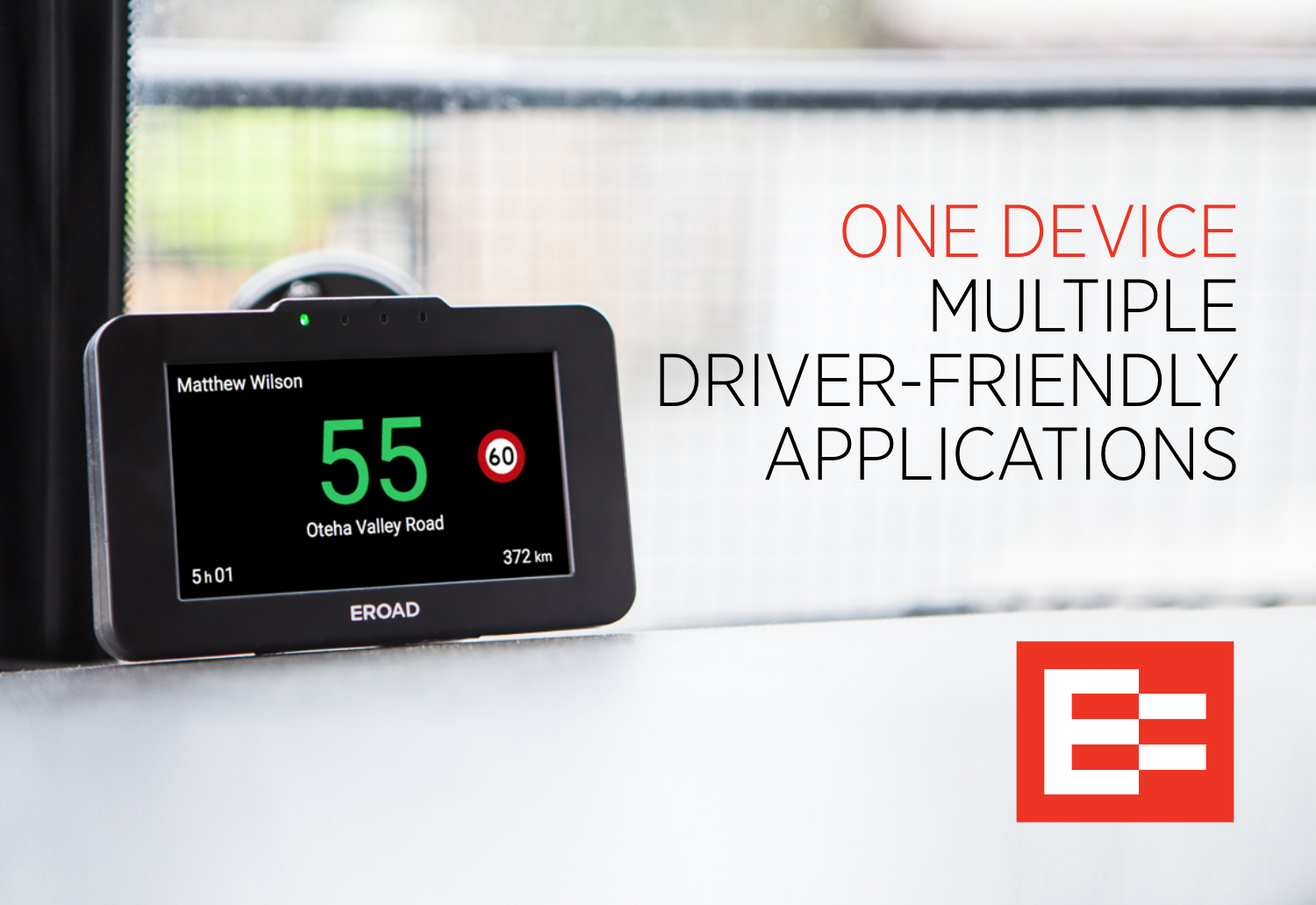# ONE DEVICE MULTIPLE DRIVER-FRIENDLY APPLICATIONS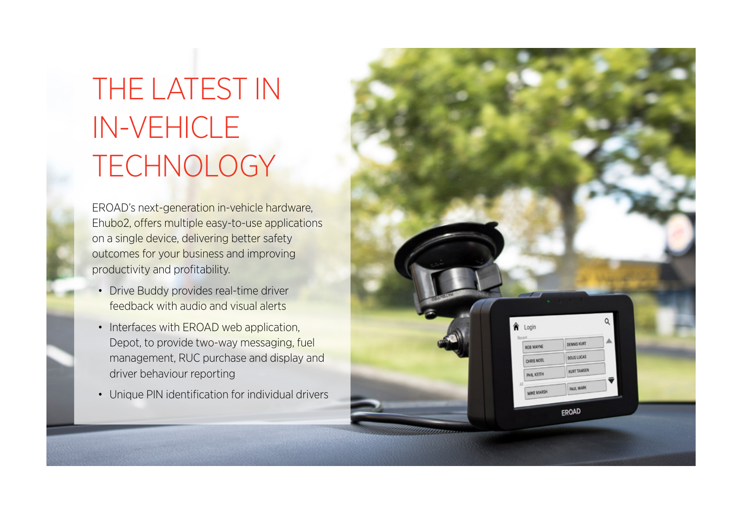# THE LATEST IN IN-VEHICLE TECHNOLOGY

EROAD's next-generation in-vehicle hardware, Ehubo2, offers multiple easy-to-use applications on a single device, delivering better safety outcomes for your business and improving productivity and profitability.

- Drive Buddy provides real-time driver feedback with audio and visual alerts
- Interfaces with EROAD web application, Depot, to provide two-way messaging, fuel management, RUC purchase and display and driver behaviour reporting
- Unique PIN identification for individual drivers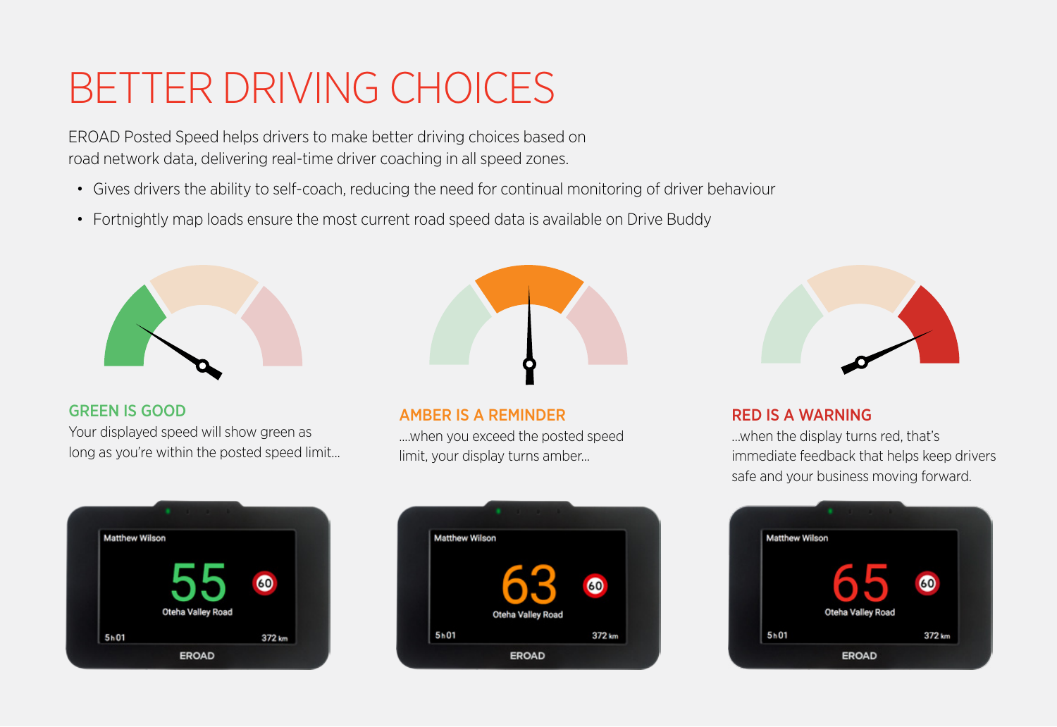# BETTER DRIVING CHOICES

EROAD Posted Speed helps drivers to make better driving choices based on road network data, delivering real-time driver coaching in all speed zones.

- Gives drivers the ability to self-coach, reducing the need for continual monitoring of driver behaviour
- Fortnightly map loads ensure the most current road speed data is available on Drive Buddy

### GREEN IS GOOD

Your displayed speed will show green as long as you're within the posted speed limit...

### AMBER IS A REMINDER

....when you exceed the posted speed limit, your display turns amber...

### RED IS A WARNING

...when the display turns red, that's immediate feedback that helps keep drivers safe and your business moving forward.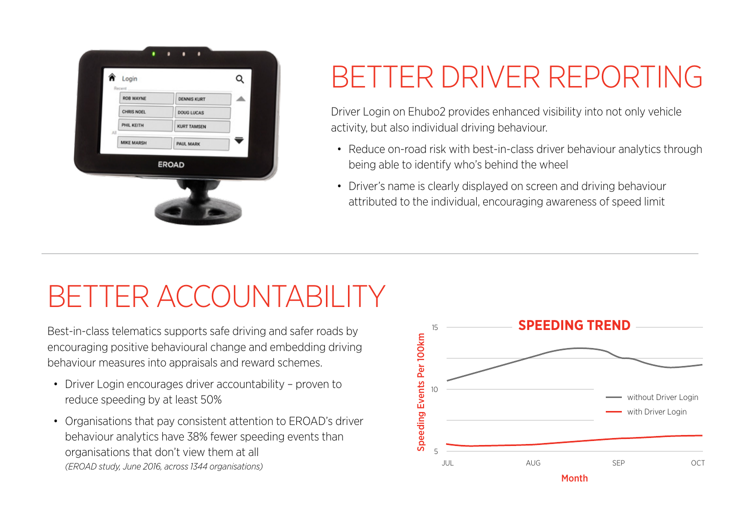# BETTER DRIVER REPORTING

Driver Login on Ehubo2 provides enhanced visibility into not only vehicle activity, but also individual driving behaviour.

- Reduce on-road risk with best-in-class driver behaviour analytics through being able to identify who's behind the wheel
- Driver's name is clearly displayed on screen and driving behaviour attributed to the individual, encouraging awareness of speed limit

# BETTER ACCOUNTABILITY

Best-in-class telematics supports safe driving and safer roads by encouraging positive behavioural change and embedding driving behaviour measures into appraisals and reward schemes.

- Driver Login encourages driver accountability – proven to reduce speeding by at least 50%
- Organisations that pay consistent attention to EROAD's driver behaviour analytics have 38% fewer speeding events than organisations that don't view them at all
  *(EROAD study, June 2016, across 1344 organisations)*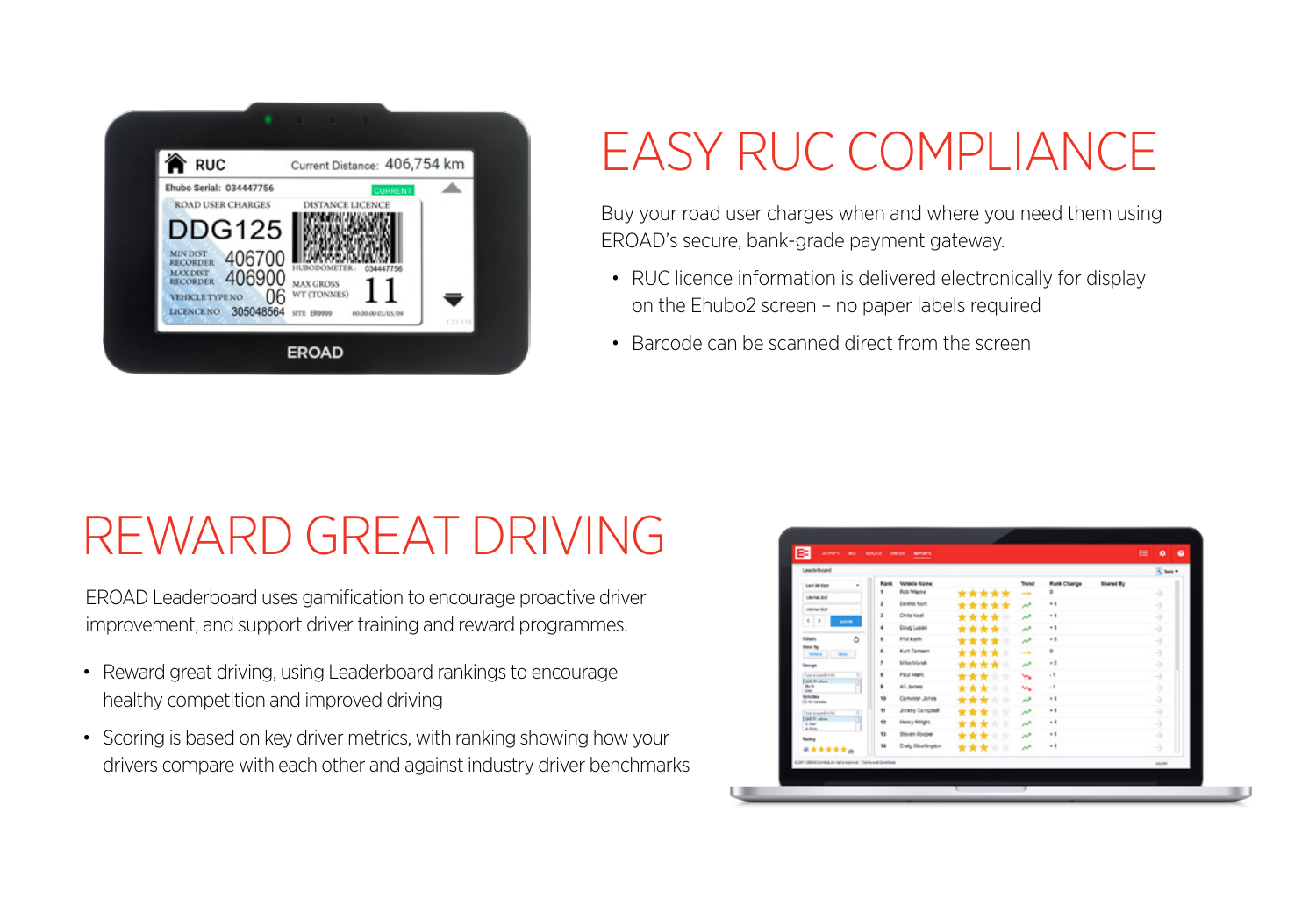# EASY RUC COMPLIANCE

Buy your road user charges when and where you need them using EROAD's secure, bank-grade payment gateway.

- RUC licence information is delivered electronically for display on the Ehubo2 screen – no paper labels required
- Barcode can be scanned direct from the screen

# REWARD GREAT DRIVING

EROAD Leaderboard uses gamification to encourage proactive driver improvement, and support driver training and reward programmes.

- Reward great driving, using Leaderboard rankings to encourage healthy competition and improved driving
- Scoring is based on key driver metrics, with ranking showing how your drivers compare with each other and against industry driver benchmarks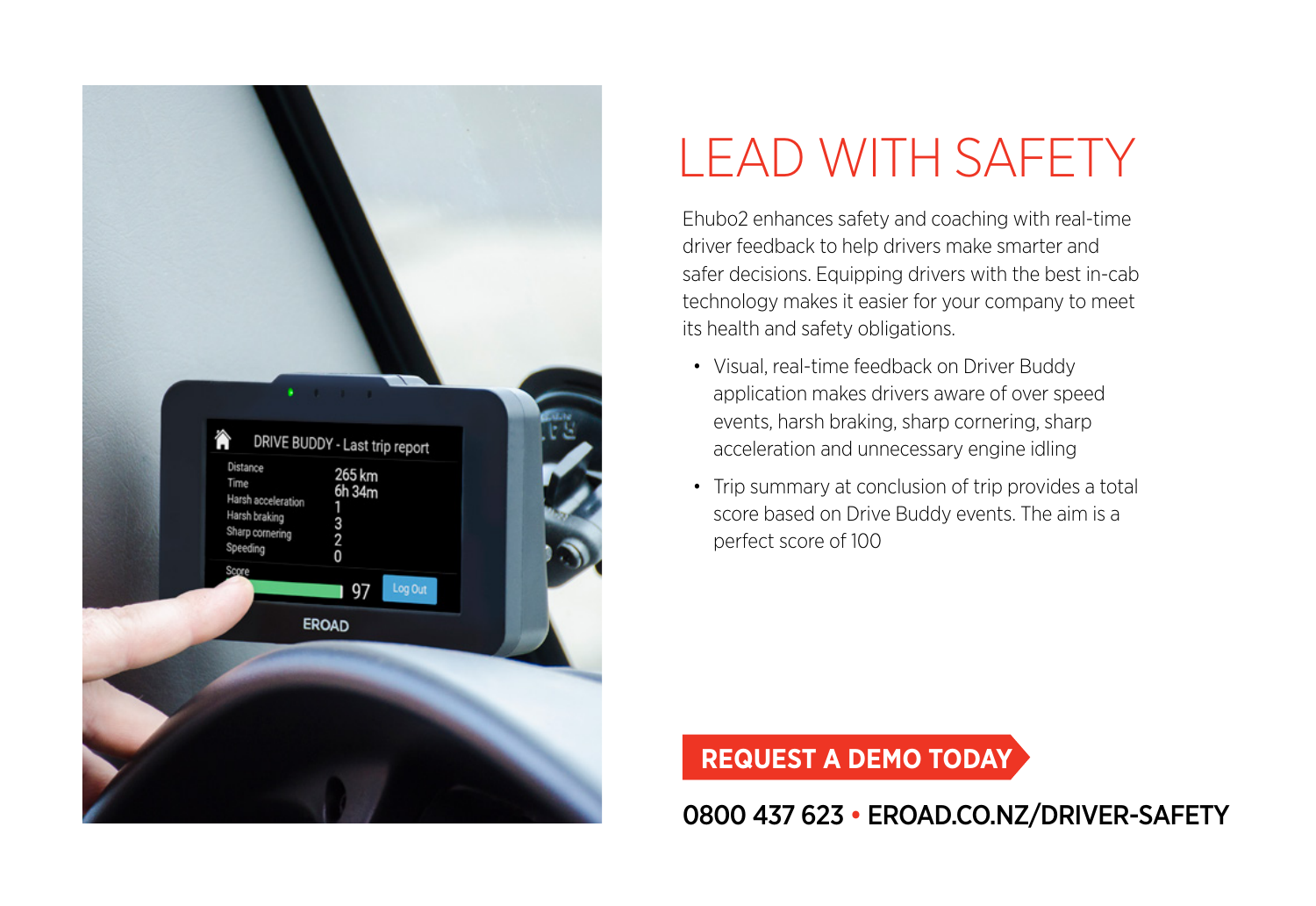# LEAD WITH SAFETY

Ehubo2 enhances safety and coaching with real-time driver feedback to help drivers make smarter and safer decisions. Equipping drivers with the best in-cab technology makes it easier for your company to meet its health and safety obligations.

- Visual, real-time feedback on Driver Buddy application makes drivers aware of over speed events, harsh braking, sharp cornering, sharp acceleration and unnecessary engine idling
- Trip summary at conclusion of trip provides a total score based on Drive Buddy events. The aim is a perfect score of 100

**REQUEST A DEMO TODAY**

**0800 437 623 • EROAD.CO.NZ/DRIVER-SAFETY**